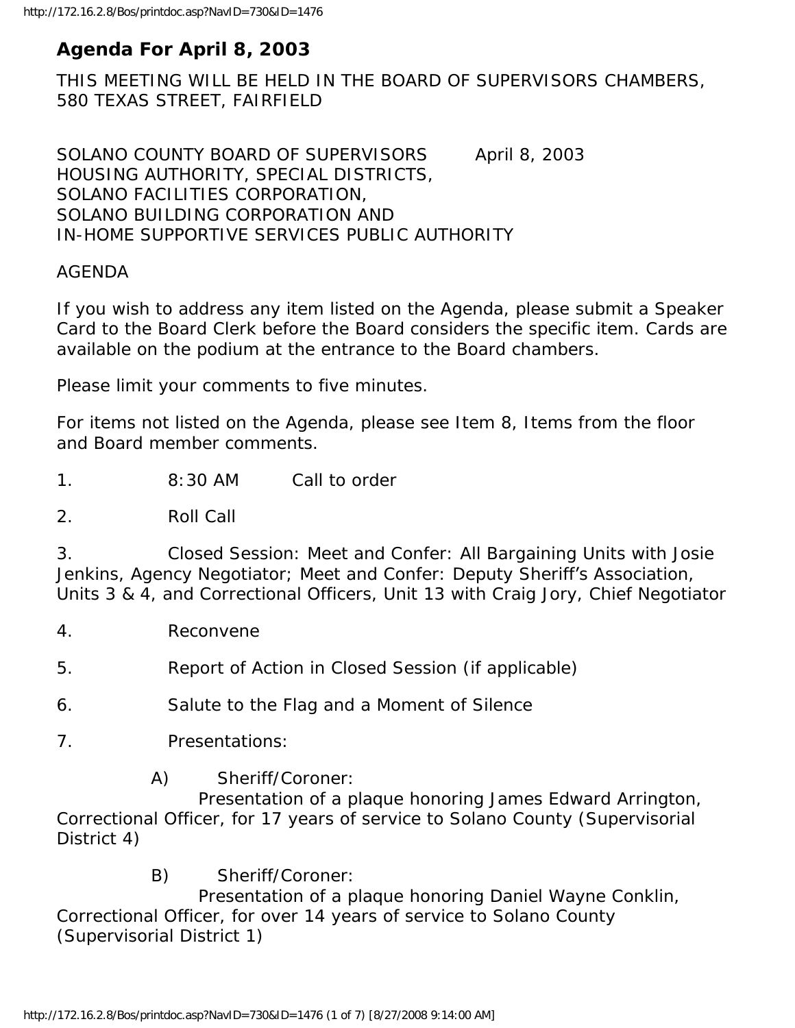# Agenda For April 8, 2003

THIS MEETING WILL BE HELD IN THE BOARD OF SUPERVISORS CHAMBERS, 580 TEXAS STREET, FAIRFIELD

SOLANO COUNTY BOARD OF SUPERVISORS April 8, 2003
HOUSING AUTHORITY, SPECIAL DISTRICTS,
SOLANO FACILITIES CORPORATION,
SOLANO BUILDING CORPORATION AND
IN-HOME SUPPORTIVE SERVICES PUBLIC AUTHORITY

AGENDA

If you wish to address any item listed on the Agenda, please submit a Speaker Card to the Board Clerk before the Board considers the specific item. Cards are available on the podium at the entrance to the Board chambers.

Please limit your comments to five minutes.

For items not listed on the Agenda, please see Item 8, Items from the floor and Board member comments.

1. 8:30 AM Call to order

2. Roll Call

3. Closed Session: Meet and Confer: All Bargaining Units with Josie Jenkins, Agency Negotiator; Meet and Confer: Deputy Sheriff's Association, Units 3 & 4, and Correctional Officers, Unit 13 with Craig Jory, Chief Negotiator

4. Reconvene

5. Report of Action in Closed Session (if applicable)

6. Salute to the Flag and a Moment of Silence

7. Presentations:

   A) Sheriff/Coroner:
   Presentation of a plaque honoring James Edward Arrington, Correctional Officer, for 17 years of service to Solano County (Supervisorial District 4)

   B) Sheriff/Coroner:
   Presentation of a plaque honoring Daniel Wayne Conklin, Correctional Officer, for over 14 years of service to Solano County (Supervisorial District 1)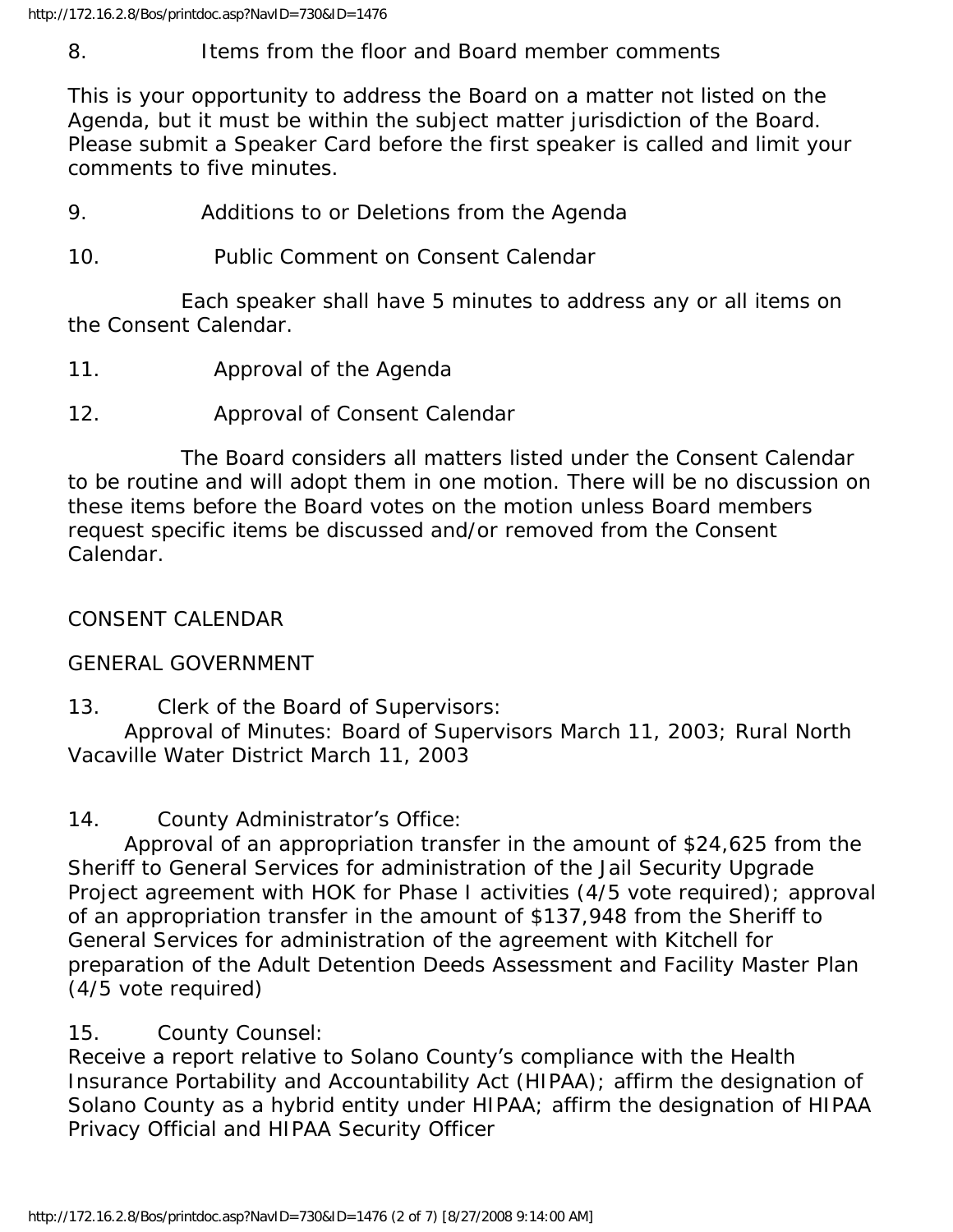8. Items from the floor and Board member comments

This is your opportunity to address the Board on a matter not listed on the Agenda, but it must be within the subject matter jurisdiction of the Board. Please submit a Speaker Card before the first speaker is called and limit your comments to five minutes.

9. Additions to or Deletions from the Agenda

10. Public Comment on Consent Calendar

Each speaker shall have 5 minutes to address any or all items on the Consent Calendar.

11. Approval of the Agenda

12. Approval of Consent Calendar

The Board considers all matters listed under the Consent Calendar to be routine and will adopt them in one motion. There will be no discussion on these items before the Board votes on the motion unless Board members request specific items be discussed and/or removed from the Consent Calendar.

CONSENT CALENDAR

GENERAL GOVERNMENT

13. Clerk of the Board of Supervisors:
Approval of Minutes: Board of Supervisors March 11, 2003; Rural North Vacaville Water District March 11, 2003

14. County Administrator's Office:
Approval of an appropriation transfer in the amount of $24,625 from the Sheriff to General Services for administration of the Jail Security Upgrade Project agreement with HOK for Phase I activities (4/5 vote required); approval of an appropriation transfer in the amount of $137,948 from the Sheriff to General Services for administration of the agreement with Kitchell for preparation of the Adult Detention Deeds Assessment and Facility Master Plan (4/5 vote required)

15. County Counsel:
Receive a report relative to Solano County's compliance with the Health Insurance Portability and Accountability Act (HIPAA); affirm the designation of Solano County as a hybrid entity under HIPAA; affirm the designation of HIPAA Privacy Official and HIPAA Security Officer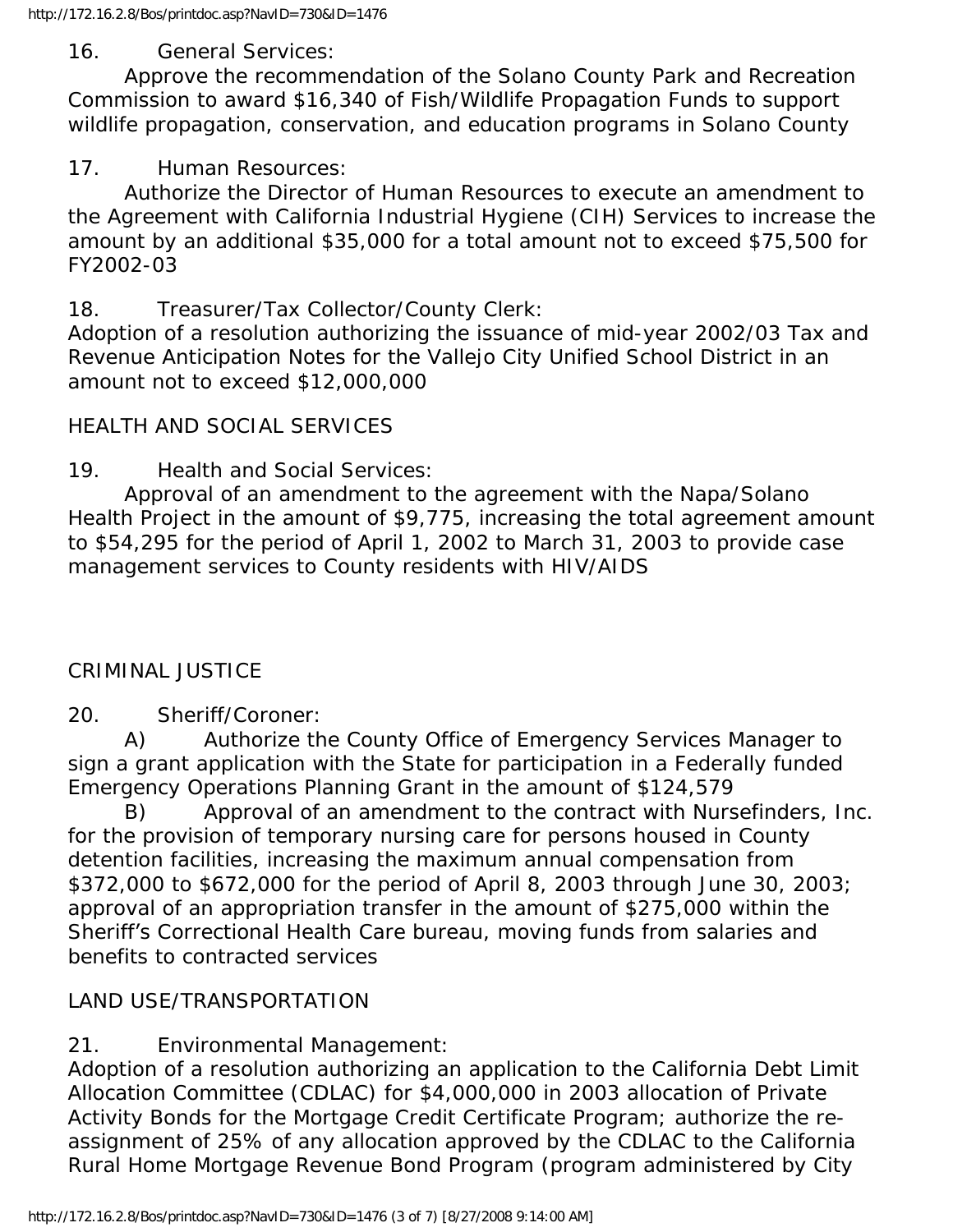16. General Services:

Approve the recommendation of the Solano County Park and Recreation Commission to award $16,340 of Fish/Wildlife Propagation Funds to support wildlife propagation, conservation, and education programs in Solano County

17. Human Resources:

Authorize the Director of Human Resources to execute an amendment to the Agreement with California Industrial Hygiene (CIH) Services to increase the amount by an additional $35,000 for a total amount not to exceed $75,500 for FY2002-03

18. Treasurer/Tax Collector/County Clerk:

Adoption of a resolution authorizing the issuance of mid-year 2002/03 Tax and Revenue Anticipation Notes for the Vallejo City Unified School District in an amount not to exceed $12,000,000

HEALTH AND SOCIAL SERVICES

19. Health and Social Services:

Approval of an amendment to the agreement with the Napa/Solano Health Project in the amount of $9,775, increasing the total agreement amount to $54,295 for the period of April 1, 2002 to March 31, 2003 to provide case management services to County residents with HIV/AIDS

CRIMINAL JUSTICE

20. Sheriff/Coroner:

A) Authorize the County Office of Emergency Services Manager to sign a grant application with the State for participation in a Federally funded Emergency Operations Planning Grant in the amount of $124,579

B) Approval of an amendment to the contract with Nursefinders, Inc. for the provision of temporary nursing care for persons housed in County detention facilities, increasing the maximum annual compensation from $372,000 to $672,000 for the period of April 8, 2003 through June 30, 2003; approval of an appropriation transfer in the amount of $275,000 within the Sheriff's Correctional Health Care bureau, moving funds from salaries and benefits to contracted services

LAND USE/TRANSPORTATION

21. Environmental Management:

Adoption of a resolution authorizing an application to the California Debt Limit Allocation Committee (CDLAC) for $4,000,000 in 2003 allocation of Private Activity Bonds for the Mortgage Credit Certificate Program; authorize the re-assignment of 25% of any allocation approved by the CDLAC to the California Rural Home Mortgage Revenue Bond Program (program administered by City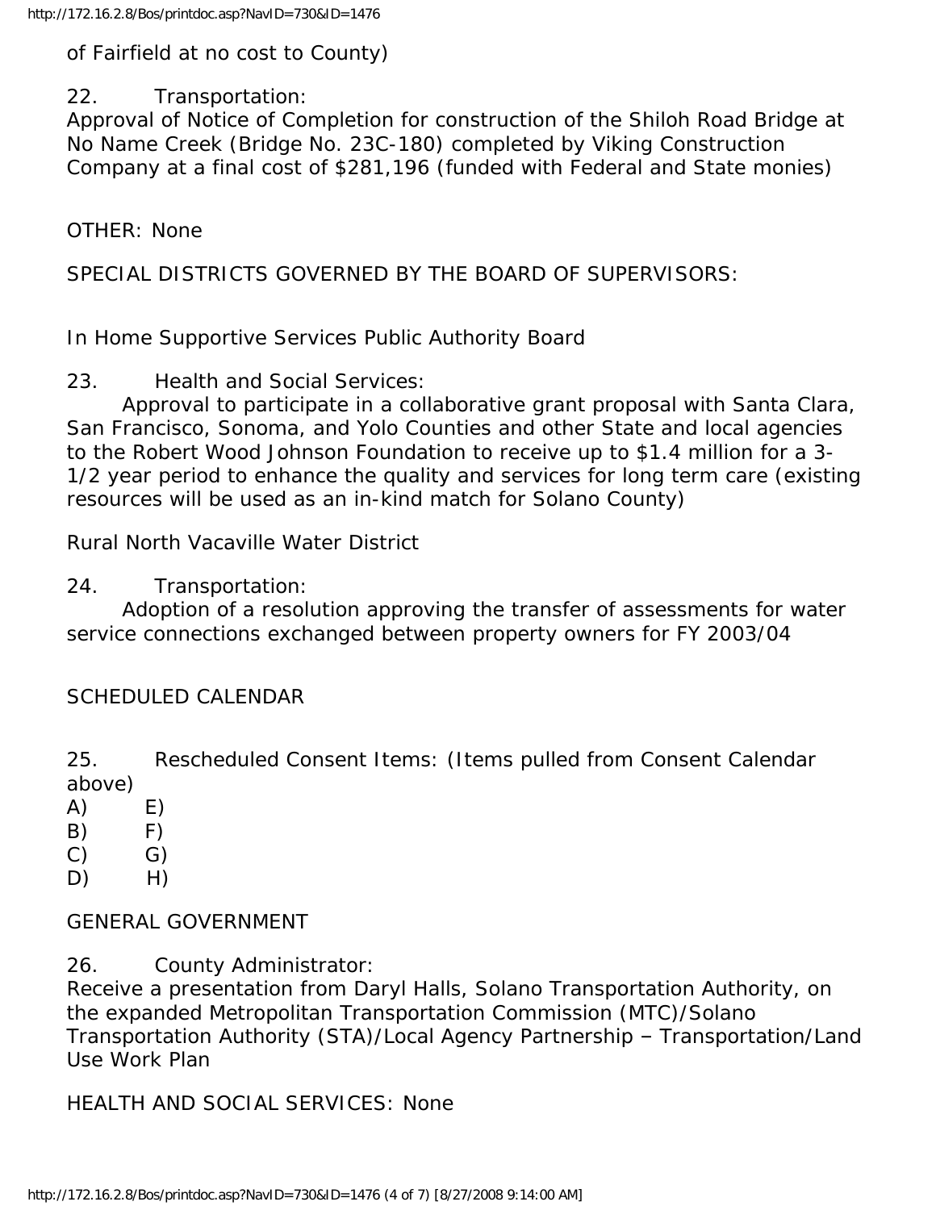of Fairfield at no cost to County)

22. Transportation:
Approval of Notice of Completion for construction of the Shiloh Road Bridge at No Name Creek (Bridge No. 23C-180) completed by Viking Construction Company at a final cost of $281,196 (funded with Federal and State monies)

OTHER: None

SPECIAL DISTRICTS GOVERNED BY THE BOARD OF SUPERVISORS:

In Home Supportive Services Public Authority Board

23. Health and Social Services:
Approval to participate in a collaborative grant proposal with Santa Clara, San Francisco, Sonoma, and Yolo Counties and other State and local agencies to the Robert Wood Johnson Foundation to receive up to $1.4 million for a 3-1/2 year period to enhance the quality and services for long term care (existing resources will be used as an in-kind match for Solano County)

Rural North Vacaville Water District

24. Transportation:
Adoption of a resolution approving the transfer of assessments for water service connections exchanged between property owners for FY 2003/04

SCHEDULED CALENDAR

25. Rescheduled Consent Items: (Items pulled from Consent Calendar above)

A) E)
B) F)
C) G)
D) H)

GENERAL GOVERNMENT

26. County Administrator:
Receive a presentation from Daryl Halls, Solano Transportation Authority, on the expanded Metropolitan Transportation Commission (MTC)/Solano Transportation Authority (STA)/Local Agency Partnership – Transportation/Land Use Work Plan

HEALTH AND SOCIAL SERVICES: None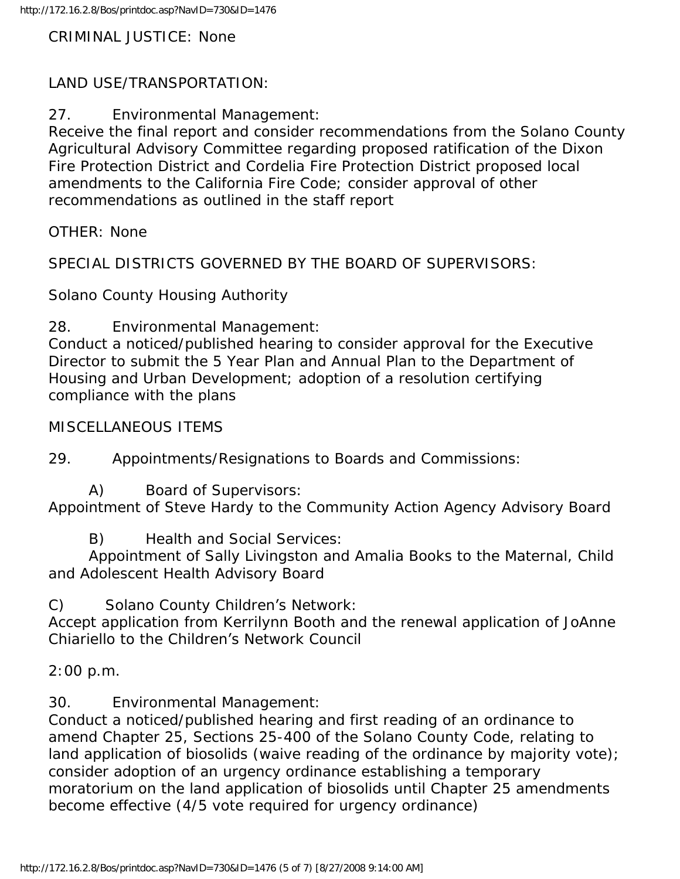CRIMINAL JUSTICE: None

LAND USE/TRANSPORTATION:

27. Environmental Management:
Receive the final report and consider recommendations from the Solano County Agricultural Advisory Committee regarding proposed ratification of the Dixon Fire Protection District and Cordelia Fire Protection District proposed local amendments to the California Fire Code; consider approval of other recommendations as outlined in the staff report

OTHER: None

SPECIAL DISTRICTS GOVERNED BY THE BOARD OF SUPERVISORS:

Solano County Housing Authority

28. Environmental Management:
Conduct a noticed/published hearing to consider approval for the Executive Director to submit the 5 Year Plan and Annual Plan to the Department of Housing and Urban Development; adoption of a resolution certifying compliance with the plans

MISCELLANEOUS ITEMS

29. Appointments/Resignations to Boards and Commissions:

A) Board of Supervisors:
Appointment of Steve Hardy to the Community Action Agency Advisory Board

B) Health and Social Services:
Appointment of Sally Livingston and Amalia Books to the Maternal, Child and Adolescent Health Advisory Board

C) Solano County Children's Network:
Accept application from Kerrilynn Booth and the renewal application of JoAnne Chiariello to the Children's Network Council

2:00 p.m.

30. Environmental Management:
Conduct a noticed/published hearing and first reading of an ordinance to amend Chapter 25, Sections 25-400 of the Solano County Code, relating to land application of biosolids (waive reading of the ordinance by majority vote); consider adoption of an urgency ordinance establishing a temporary moratorium on the land application of biosolids until Chapter 25 amendments become effective (4/5 vote required for urgency ordinance)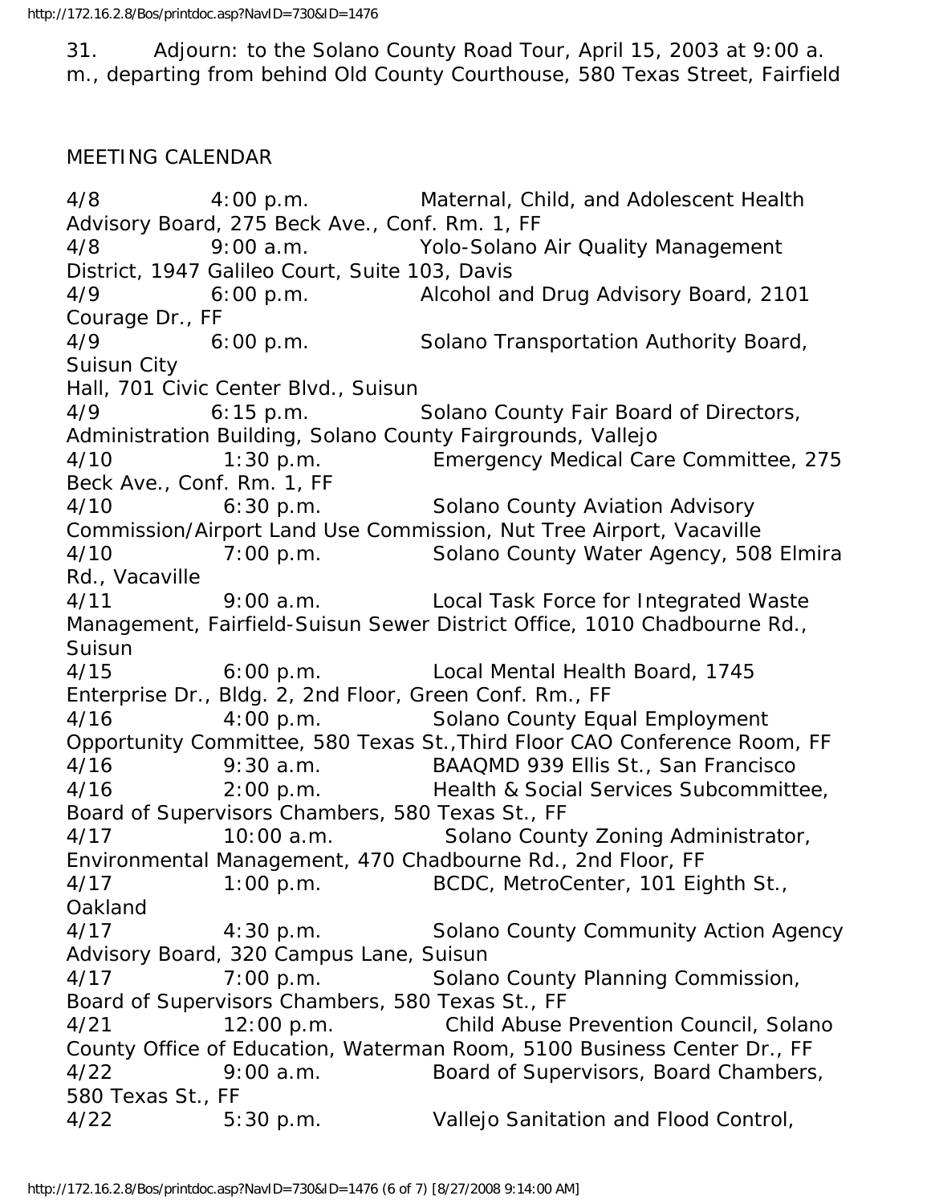31. Adjourn: to the Solano County Road Tour, April 15, 2003 at 9:00 a.m., departing from behind Old County Courthouse, 580 Texas Street, Fairfield

MEETING CALENDAR

4/8 4:00 p.m. Maternal, Child, and Adolescent Health Advisory Board, 275 Beck Ave., Conf. Rm. 1, FF
4/8 9:00 a.m. Yolo-Solano Air Quality Management District, 1947 Galileo Court, Suite 103, Davis
4/9 6:00 p.m. Alcohol and Drug Advisory Board, 2101 Courage Dr., FF
4/9 6:00 p.m. Solano Transportation Authority Board, Suisun City Hall, 701 Civic Center Blvd., Suisun
4/9 6:15 p.m. Solano County Fair Board of Directors, Administration Building, Solano County Fairgrounds, Vallejo
4/10 1:30 p.m. Emergency Medical Care Committee, 275 Beck Ave., Conf. Rm. 1, FF
4/10 6:30 p.m. Solano County Aviation Advisory Commission/Airport Land Use Commission, Nut Tree Airport, Vacaville
4/10 7:00 p.m. Solano County Water Agency, 508 Elmira Rd., Vacaville
4/11 9:00 a.m. Local Task Force for Integrated Waste Management, Fairfield-Suisun Sewer District Office, 1010 Chadbourne Rd., Suisun
4/15 6:00 p.m. Local Mental Health Board, 1745 Enterprise Dr., Bldg. 2, 2nd Floor, Green Conf. Rm., FF
4/16 4:00 p.m. Solano County Equal Employment Opportunity Committee, 580 Texas St.,Third Floor CAO Conference Room, FF
4/16 9:30 a.m. BAAQMD 939 Ellis St., San Francisco
4/16 2:00 p.m. Health & Social Services Subcommittee, Board of Supervisors Chambers, 580 Texas St., FF
4/17 10:00 a.m. Solano County Zoning Administrator, Environmental Management, 470 Chadbourne Rd., 2nd Floor, FF
4/17 1:00 p.m. BCDC, MetroCenter, 101 Eighth St., Oakland
4/17 4:30 p.m. Solano County Community Action Agency Advisory Board, 320 Campus Lane, Suisun
4/17 7:00 p.m. Solano County Planning Commission, Board of Supervisors Chambers, 580 Texas St., FF
4/21 12:00 p.m. Child Abuse Prevention Council, Solano County Office of Education, Waterman Room, 5100 Business Center Dr., FF
4/22 9:00 a.m. Board of Supervisors, Board Chambers, 580 Texas St., FF
4/22 5:30 p.m. Vallejo Sanitation and Flood Control,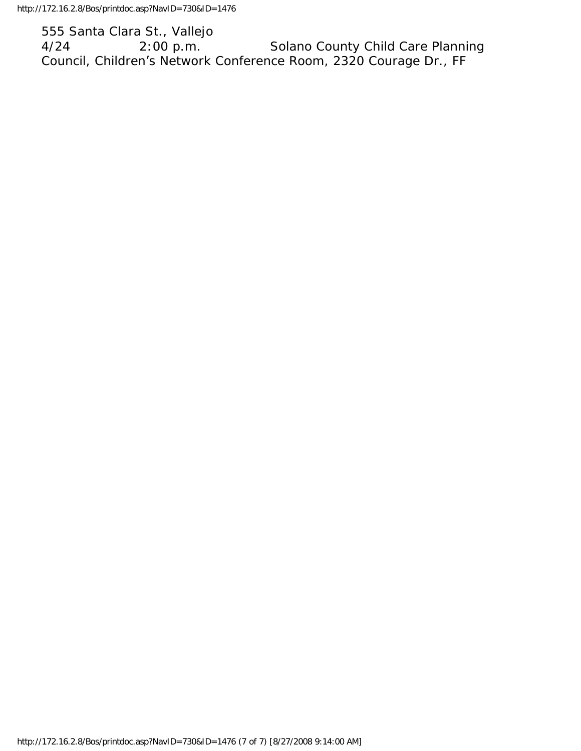555 Santa Clara St., Vallejo

4/24 2:00 p.m. Solano County Child Care Planning Council, Children's Network Conference Room, 2320 Courage Dr., FF